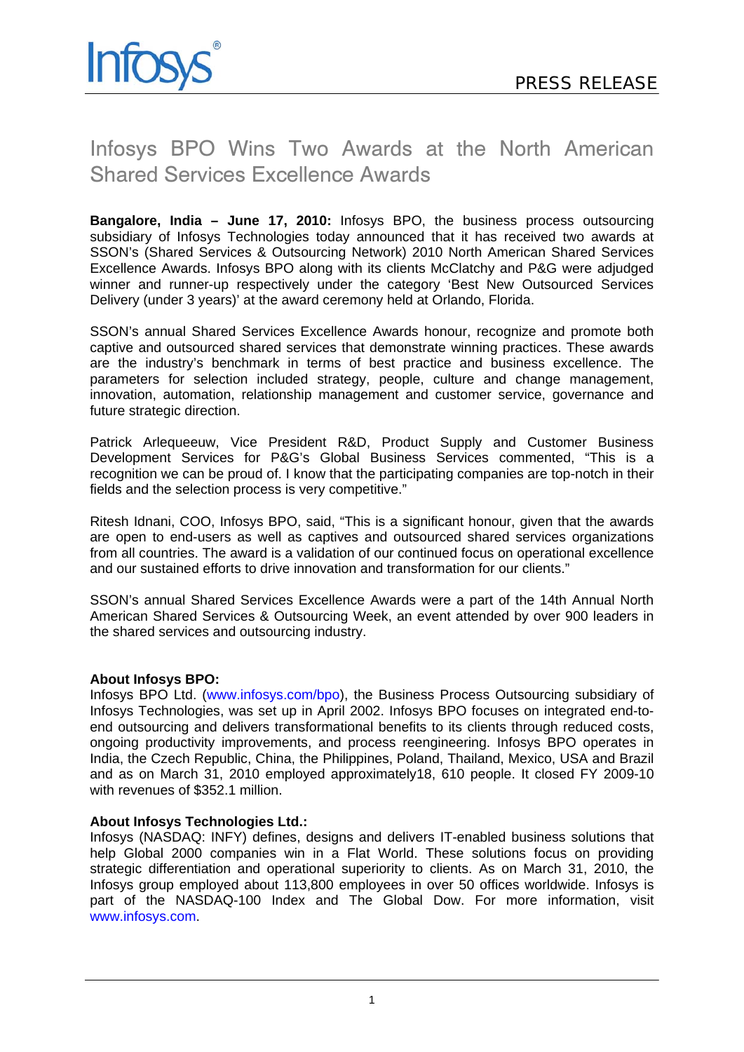PRESS RELEASE

# Infosys BPO Wins Two Awards at the North American Shared Services Excellence Awards

**Bangalore, India – June 17, 2010:** Infosys BPO, the business process outsourcing subsidiary of Infosys Technologies today announced that it has received two awards at SSON's (Shared Services & Outsourcing Network) 2010 North American Shared Services Excellence Awards. Infosys BPO along with its clients McClatchy and P&G were adjudged winner and runner-up respectively under the category 'Best New Outsourced Services Delivery (under 3 years)' at the award ceremony held at Orlando, Florida.

SSON's annual Shared Services Excellence Awards honour, recognize and promote both captive and outsourced shared services that demonstrate winning practices. These awards are the industry's benchmark in terms of best practice and business excellence. The parameters for selection included strategy, people, culture and change management, innovation, automation, relationship management and customer service, governance and future strategic direction.

Patrick Arlequeeuw, Vice President R&D, Product Supply and Customer Business Development Services for P&G's Global Business Services commented, "This is a recognition we can be proud of. I know that the participating companies are top-notch in their fields and the selection process is very competitive."

Ritesh Idnani, COO, Infosys BPO, said, "This is a significant honour, given that the awards are open to end-users as well as captives and outsourced shared services organizations from all countries. The award is a validation of our continued focus on operational excellence and our sustained efforts to drive innovation and transformation for our clients."

SSON's annual Shared Services Excellence Awards were a part of the 14th Annual North American Shared Services & Outsourcing Week, an event attended by over 900 leaders in the shared services and outsourcing industry.

**About Infosys BPO:**
Infosys BPO Ltd. (www.infosys.com/bpo), the Business Process Outsourcing subsidiary of Infosys Technologies, was set up in April 2002. Infosys BPO focuses on integrated end-to-end outsourcing and delivers transformational benefits to its clients through reduced costs, ongoing productivity improvements, and process reengineering. Infosys BPO operates in India, the Czech Republic, China, the Philippines, Poland, Thailand, Mexico, USA and Brazil and as on March 31, 2010 employed approximately18, 610 people. It closed FY 2009-10 with revenues of $352.1 million.

**About Infosys Technologies Ltd.:**
Infosys (NASDAQ: INFY) defines, designs and delivers IT-enabled business solutions that help Global 2000 companies win in a Flat World. These solutions focus on providing strategic differentiation and operational superiority to clients. As on March 31, 2010, the Infosys group employed about 113,800 employees in over 50 offices worldwide. Infosys is part of the NASDAQ-100 Index and The Global Dow. For more information, visit www.infosys.com.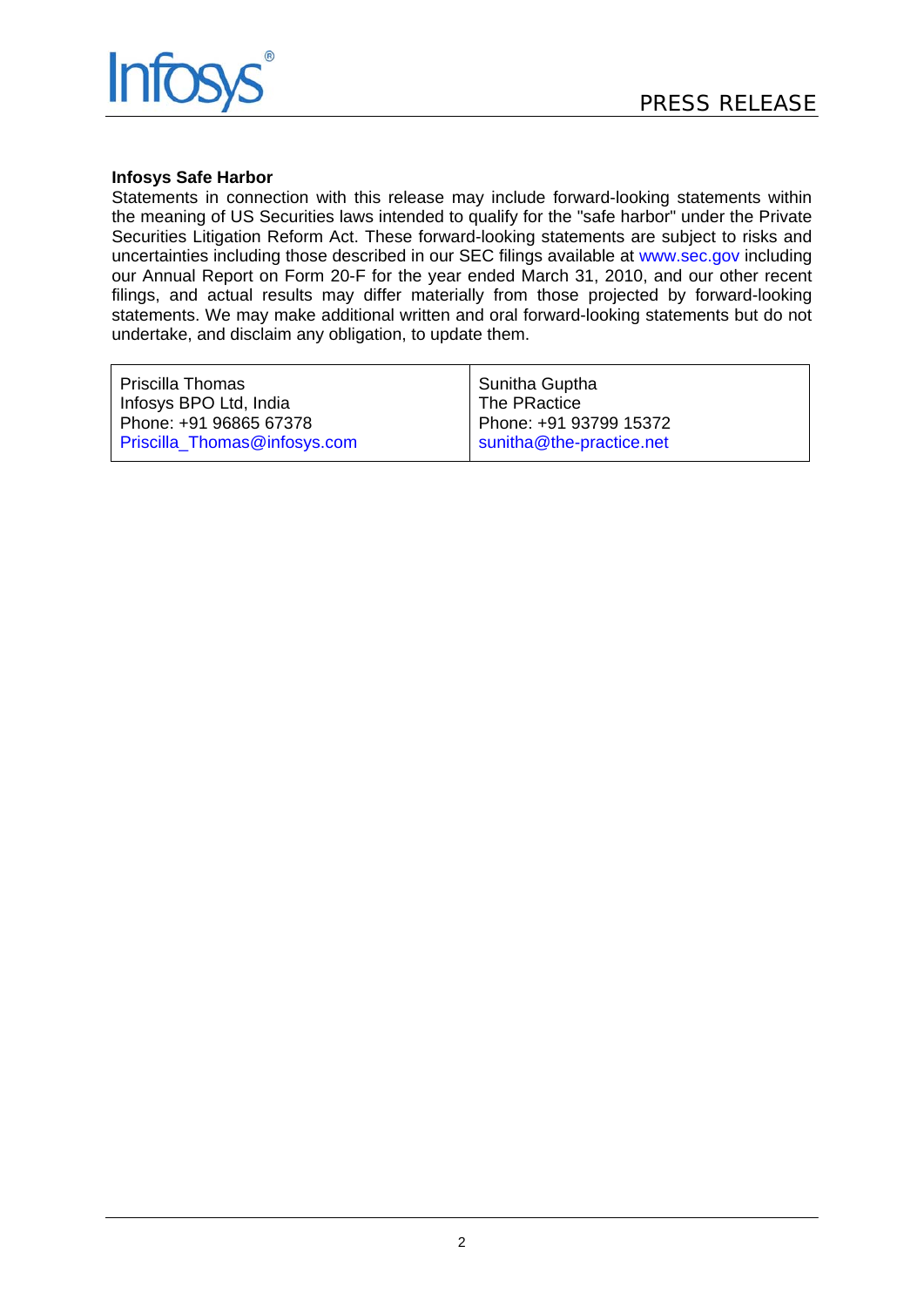**Infosys Safe Harbor**

Statements in connection with this release may include forward-looking statements within the meaning of US Securities laws intended to qualify for the "safe harbor" under the Private Securities Litigation Reform Act. These forward-looking statements are subject to risks and uncertainties including those described in our SEC filings available at www.sec.gov including our Annual Report on Form 20-F for the year ended March 31, 2010, and our other recent filings, and actual results may differ materially from those projected by forward-looking statements. We may make additional written and oral forward-looking statements but do not undertake, and disclaim any obligation, to update them.

| | |
|---|---|
| Priscilla Thomas<br>Infosys BPO Ltd, India<br>Phone: +91 96865 67378<br>Priscilla_Thomas@infosys.com | Sunitha Guptha<br>The PRactice<br>Phone: +91 93799 15372<br>sunitha@the-practice.net |